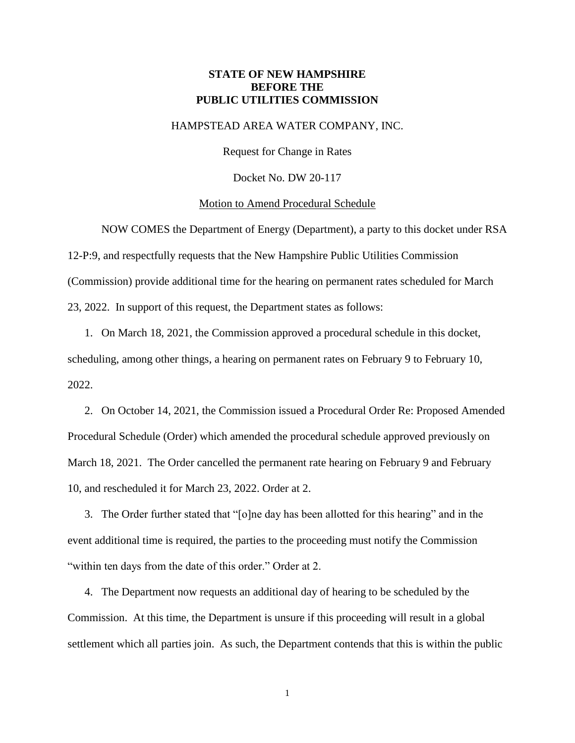**STATE OF NEW HAMPSHIRE**
**BEFORE THE**
**PUBLIC UTILITIES COMMISSION**

HAMPSTEAD AREA WATER COMPANY, INC.

Request for Change in Rates

Docket No. DW 20-117

Motion to Amend Procedural Schedule

NOW COMES the Department of Energy (Department), a party to this docket under RSA 12-P:9, and respectfully requests that the New Hampshire Public Utilities Commission (Commission) provide additional time for the hearing on permanent rates scheduled for March 23, 2022. In support of this request, the Department states as follows:

1. On March 18, 2021, the Commission approved a procedural schedule in this docket, scheduling, among other things, a hearing on permanent rates on February 9 to February 10, 2022.

2. On October 14, 2021, the Commission issued a Procedural Order Re: Proposed Amended Procedural Schedule (Order) which amended the procedural schedule approved previously on March 18, 2021. The Order cancelled the permanent rate hearing on February 9 and February 10, and rescheduled it for March 23, 2022. Order at 2.

3. The Order further stated that "[o]ne day has been allotted for this hearing" and in the event additional time is required, the parties to the proceeding must notify the Commission "within ten days from the date of this order." Order at 2.

4. The Department now requests an additional day of hearing to be scheduled by the Commission. At this time, the Department is unsure if this proceeding will result in a global settlement which all parties join. As such, the Department contends that this is within the public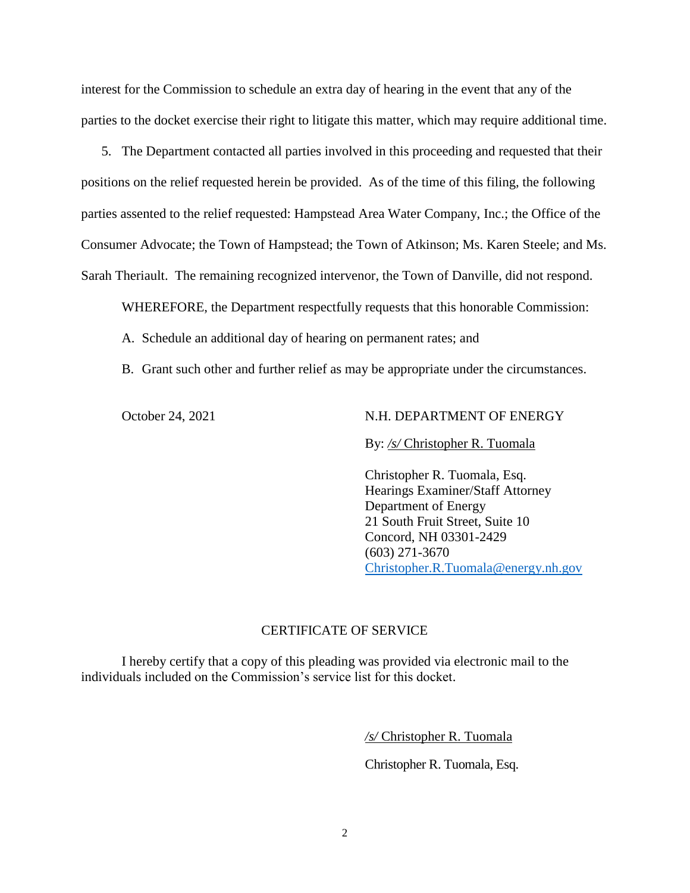interest for the Commission to schedule an extra day of hearing in the event that any of the parties to the docket exercise their right to litigate this matter, which may require additional time.

5. The Department contacted all parties involved in this proceeding and requested that their positions on the relief requested herein be provided. As of the time of this filing, the following parties assented to the relief requested: Hampstead Area Water Company, Inc.; the Office of the Consumer Advocate; the Town of Hampstead; the Town of Atkinson; Ms. Karen Steele; and Ms. Sarah Theriault. The remaining recognized intervenor, the Town of Danville, did not respond.

WHEREFORE, the Department respectfully requests that this honorable Commission:

A. Schedule an additional day of hearing on permanent rates; and

B. Grant such other and further relief as may be appropriate under the circumstances.

October 24, 2021

N.H. DEPARTMENT OF ENERGY

By: */s/* Christopher R. Tuomala

Christopher R. Tuomala, Esq.
Hearings Examiner/Staff Attorney
Department of Energy
21 South Fruit Street, Suite 10
Concord, NH 03301-2429
(603) 271-3670
Christopher.R.Tuomala@energy.nh.gov

## CERTIFICATE OF SERVICE

I hereby certify that a copy of this pleading was provided via electronic mail to the individuals included on the Commission's service list for this docket.

*/s/* Christopher R. Tuomala

Christopher R. Tuomala, Esq.